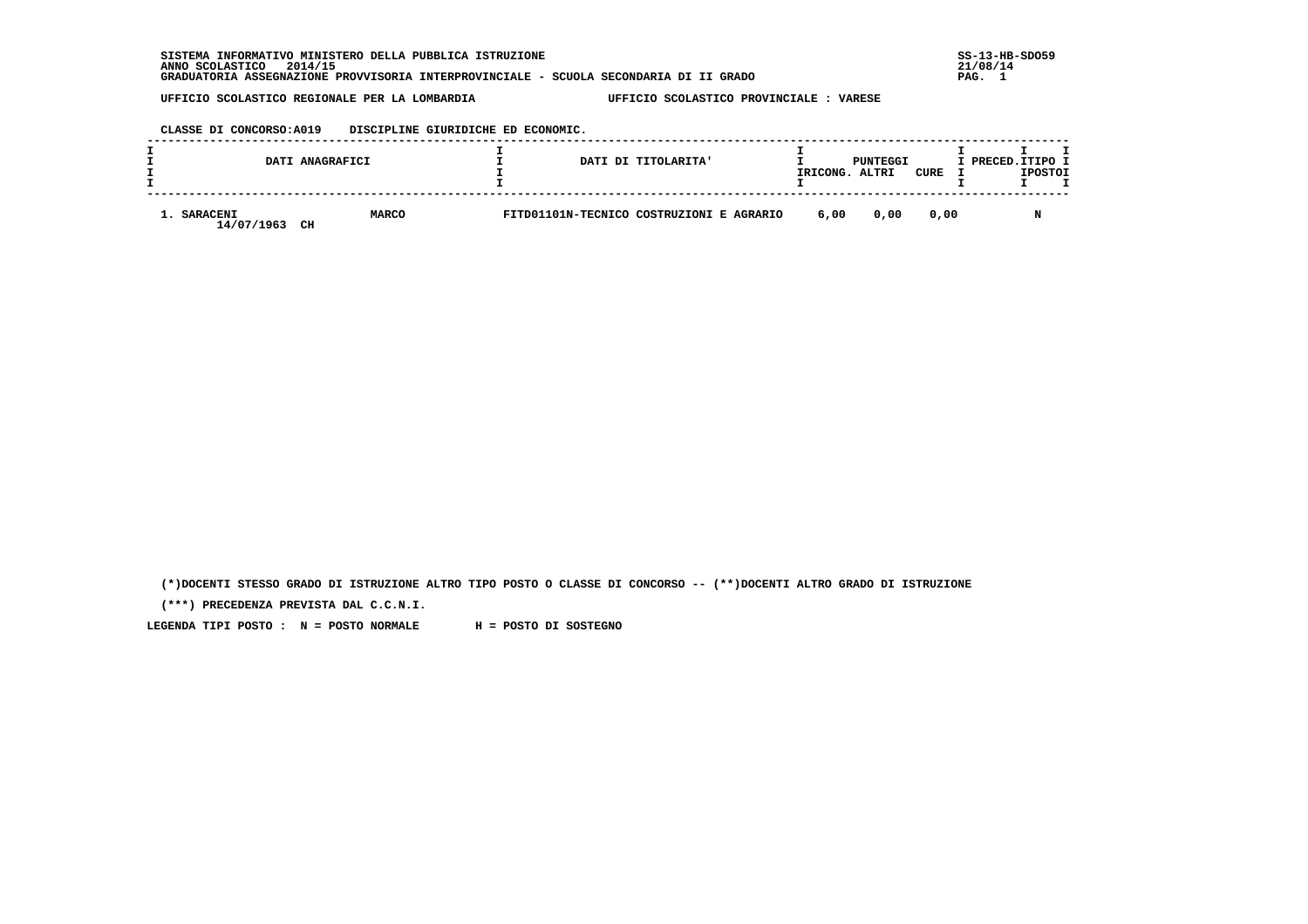SISTEMA INFORMATIVO MINISTERO DELLA PUBBLICA ISTRUZIONE
ANNO SCOLASTICO 2014/15
GRADUATORIA ASSEGNAZIONE PROVVISORIA INTERPROVINCIALE - SCUOLA SECONDARIA DI II GRADO

SS-13-HB-SDO59
21/08/14

UFFICIO SCOLASTICO REGIONALE PER LA LOMBARDIA — UFFICIO SCOLASTICO PROVINCIALE : VARESE

CLASSE DI CONCORSO:A019 DISCIPLINE GIURIDICHE ED ECONOMIC.

| DATI ANAGRAFICI | | DATI DI TITOLARITA' | PUNTEGGI RICONG. | PUNTEGGI ALTRI | CURE | PRECED. | TIPO POSTO |
|---|---|---|---|---|---|---|---|
| 1. SARACENI 14/07/1963 CH | MARCO | FITD01101N-TECNICO COSTRUZIONI E AGRARIO | 6,00 | 0,00 | 0,00 | | N |

(*)DOCENTI STESSO GRADO DI ISTRUZIONE ALTRO TIPO POSTO O CLASSE DI CONCORSO -- (**)DOCENTI ALTRO GRADO DI ISTRUZIONE

(***) PRECEDENZA PREVISTA DAL C.C.N.I.

LEGENDA TIPI POSTO : N = POSTO NORMALE H = POSTO DI SOSTEGNO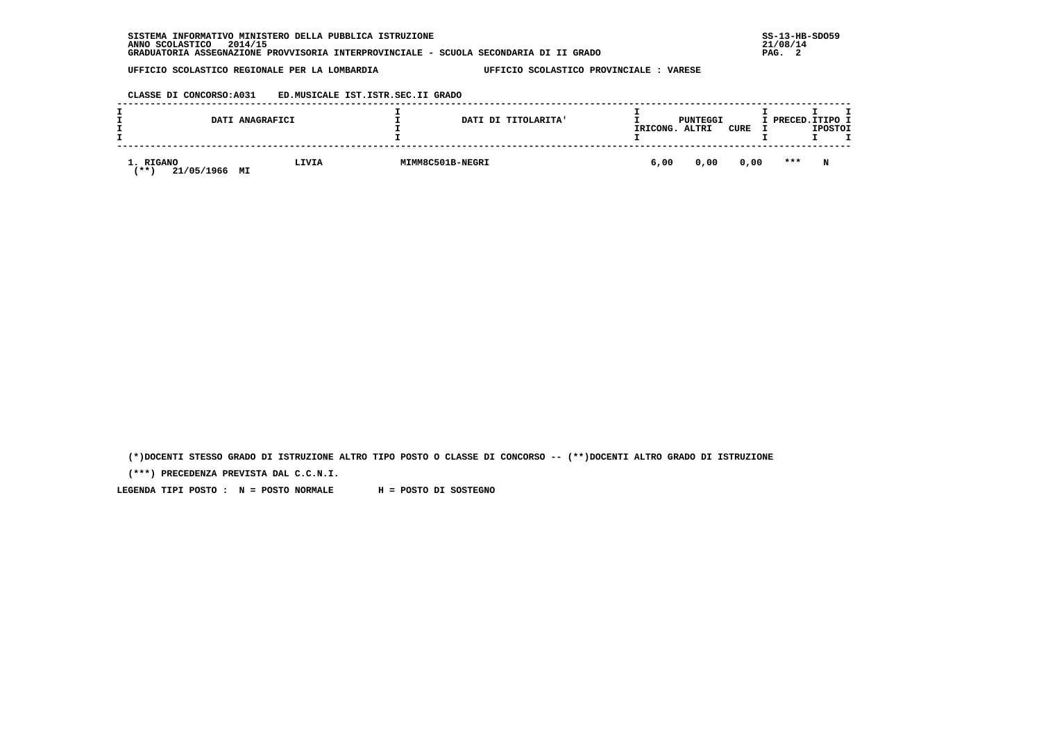SISTEMA INFORMATIVO MINISTERO DELLA PUBBLICA ISTRUZIONE
ANNO SCOLASTICO 2014/15
GRADUATORIA ASSEGNAZIONE PROVVISORIA INTERPROVINCIALE - SCUOLA SECONDARIA DI II GRADO

UFFICIO SCOLASTICO REGIONALE PER LA LOMBARDIA — UFFICIO SCOLASTICO PROVINCIALE : VARESE

CLASSE DI CONCORSO:A031 ED.MUSICALE IST.ISTR.SEC.II GRADO

| DATI ANAGRAFICI | | DATI DI TITOLARITA' | PUNTEGGI | | | PRECED. | TIPO POSTO |
|---|---|---|---|---|---|---|---|
| | | | RICONG. | ALTRI | CURE | | |
| 1. RIGANO (**) 21/05/1966 MI | LIVIA | MIMM8C501B-NEGRI | 6,00 | 0,00 | 0,00 | *** | N |

(*)DOCENTI STESSO GRADO DI ISTRUZIONE ALTRO TIPO POSTO O CLASSE DI CONCORSO -- (**)DOCENTI ALTRO GRADO DI ISTRUZIONE

(***) PRECEDENZA PREVISTA DAL C.C.N.I.

LEGENDA TIPI POSTO : N = POSTO NORMALE H = POSTO DI SOSTEGNO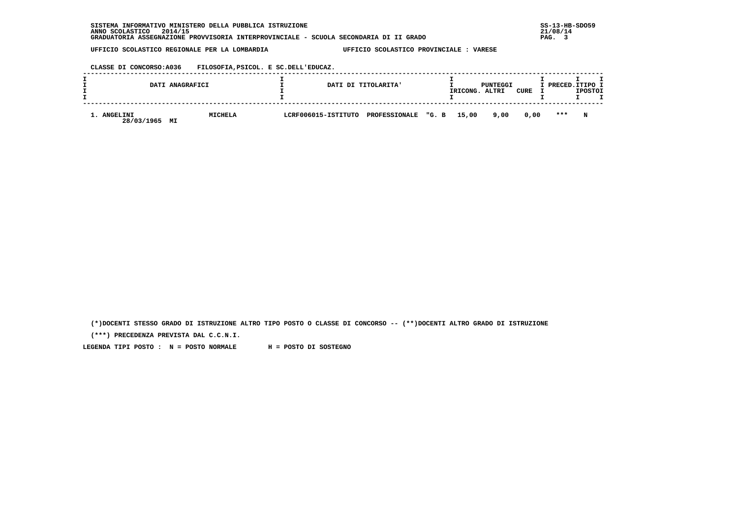SISTEMA INFORMATIVO MINISTERO DELLA PUBBLICA ISTRUZIONE
ANNO SCOLASTICO 2014/15
GRADUATORIA ASSEGNAZIONE PROVVISORIA INTERPROVINCIALE - SCUOLA SECONDARIA DI II GRADO

SS-13-HB-SDO59
21/08/14

UFFICIO SCOLASTICO REGIONALE PER LA LOMBARDIA — UFFICIO SCOLASTICO PROVINCIALE : VARESE

CLASSE DI CONCORSO:A036 FILOSOFIA,PSICOL. E SC.DELL'EDUCAZ.

| DATI ANAGRAFICI | | DATI DI TITOLARITA' | PUNTEGGI RICONG. | PUNTEGGI ALTRI | PUNTEGGI CURE | PRECED. | TIPO POSTO |
|---|---|---|---|---|---|---|---|
| 1. ANGELINI 28/03/1965 MI | MICHELA | LCRF006015-ISTITUTO PROFESSIONALE "G. B | 15,00 | 9,00 | 0,00 | *** | N |

(*)DOCENTI STESSO GRADO DI ISTRUZIONE ALTRO TIPO POSTO O CLASSE DI CONCORSO -- (**)DOCENTI ALTRO GRADO DI ISTRUZIONE

(***) PRECEDENZA PREVISTA DAL C.C.N.I.

LEGENDA TIPI POSTO : N = POSTO NORMALE H = POSTO DI SOSTEGNO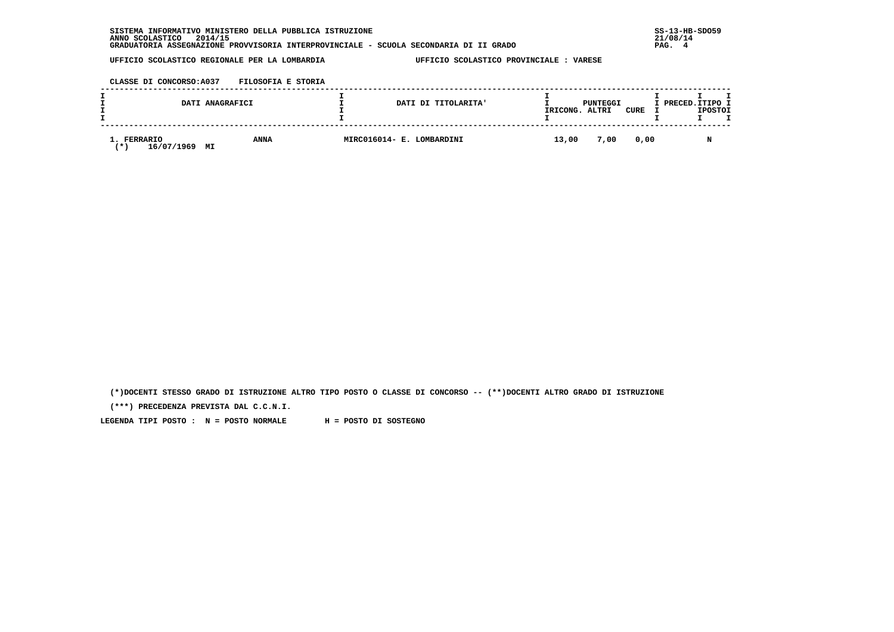SISTEMA INFORMATIVO MINISTERO DELLA PUBBLICA ISTRUZIONE
ANNO SCOLASTICO 2014/15
GRADUATORIA ASSEGNAZIONE PROVVISORIA INTERPROVINCIALE - SCUOLA SECONDARIA DI II GRADO

UFFICIO SCOLASTICO REGIONALE PER LA LOMBARDIA — UFFICIO SCOLASTICO PROVINCIALE : VARESE

CLASSE DI CONCORSO:A037 FILOSOFIA E STORIA

| DATI ANAGRAFICI | | DATI DI TITOLARITA' | PUNTEGGI RICONG. | PUNTEGGI ALTRI | PUNTEGGI CURE | PRECED. | TIPO POSTO |
|---|---|---|---|---|---|---|---|
| 1. FERRARIO (*) 16/07/1969 MI | ANNA | MIRC016014- E. LOMBARDINI | 13,00 | 7,00 | 0,00 | | N |

(*)DOCENTI STESSO GRADO DI ISTRUZIONE ALTRO TIPO POSTO O CLASSE DI CONCORSO -- (**)DOCENTI ALTRO GRADO DI ISTRUZIONE

(***) PRECEDENZA PREVISTA DAL C.C.N.I.

LEGENDA TIPI POSTO : N = POSTO NORMALE H = POSTO DI SOSTEGNO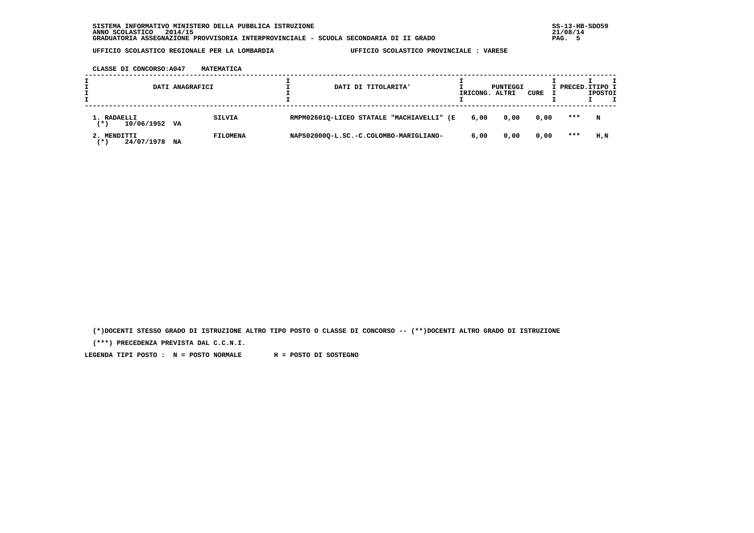SISTEMA INFORMATIVO MINISTERO DELLA PUBBLICA ISTRUZIONE
ANNO SCOLASTICO 2014/15
GRADUATORIA ASSEGNAZIONE PROVVISORIA INTERPROVINCIALE - SCUOLA SECONDARIA DI II GRADO

SS-13-HB-SDO59
21/08/14

UFFICIO SCOLASTICO REGIONALE PER LA LOMBARDIA — UFFICIO SCOLASTICO PROVINCIALE : VARESE

CLASSE DI CONCORSO:A047 MATEMATICA

| DATI ANAGRAFICI | | | DATI DI TITOLARITA' | PUNTEGGI RICONG. | ALTRI | CURE | PRECED. | TIPO POSTO |
|---|---|---|---|---|---|---|---|---|
| 1. RADAELLI (*) | 10/06/1952 VA | SILVIA | RMPM02601Q-LICEO STATALE "MACHIAVELLI" (E | 6,00 | 0,00 | 0,00 | *** | N |
| 2. MENDITTI (*) | 24/07/1978 NA | FILOMENA | NAPS02000Q-L.SC.-C.COLOMBO-MARIGLIANO- | 6,00 | 0,00 | 0,00 | *** | H,N |

(*)DOCENTI STESSO GRADO DI ISTRUZIONE ALTRO TIPO POSTO O CLASSE DI CONCORSO -- (**)DOCENTI ALTRO GRADO DI ISTRUZIONE

(***) PRECEDENZA PREVISTA DAL C.C.N.I.

LEGENDA TIPI POSTO : N = POSTO NORMALE H = POSTO DI SOSTEGNO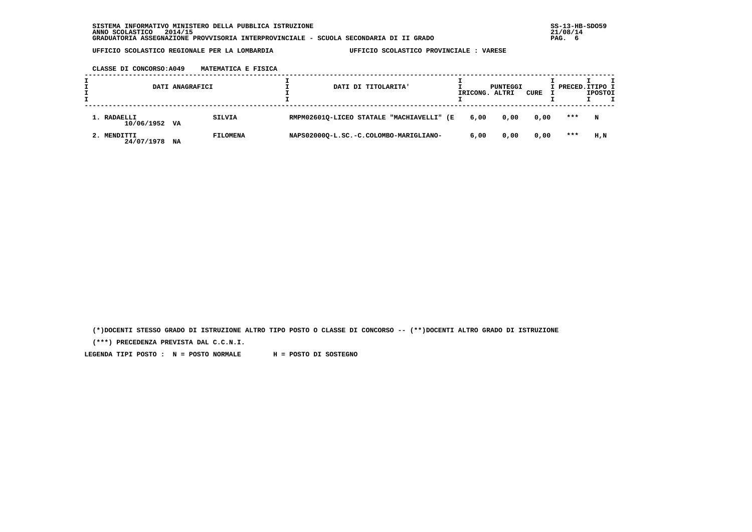SISTEMA INFORMATIVO MINISTERO DELLA PUBBLICA ISTRUZIONE
ANNO SCOLASTICO 2014/15
GRADUATORIA ASSEGNAZIONE PROVVISORIA INTERPROVINCIALE - SCUOLA SECONDARIA DI II GRADO

UFFICIO SCOLASTICO REGIONALE PER LA LOMBARDIA — UFFICIO SCOLASTICO PROVINCIALE : VARESE

CLASSE DI CONCORSO:A049 MATEMATICA E FISICA

| DATI ANAGRAFICI | | | DATI DI TITOLARITA' | PUNTEGGI | | | PRECED. | TIPO POSTO |
|---|---|---|---|---|---|---|---|---|
| | | | | RICONG. | ALTRI | CURE | | |
| 1. RADAELLI 10/06/1952 | VA | SILVIA | RMPM02601Q-LICEO STATALE "MACHIAVELLI" (E | 6,00 | 0,00 | 0,00 | *** | N |
| 2. MENDITTI 24/07/1978 | NA | FILOMENA | NAPS02000Q-L.SC.-C.COLOMBO-MARIGLIANO- | 6,00 | 0,00 | 0,00 | *** | H,N |

(*)DOCENTI STESSO GRADO DI ISTRUZIONE ALTRO TIPO POSTO O CLASSE DI CONCORSO -- (**)DOCENTI ALTRO GRADO DI ISTRUZIONE

(***) PRECEDENZA PREVISTA DAL C.C.N.I.

LEGENDA TIPI POSTO : N = POSTO NORMALE H = POSTO DI SOSTEGNO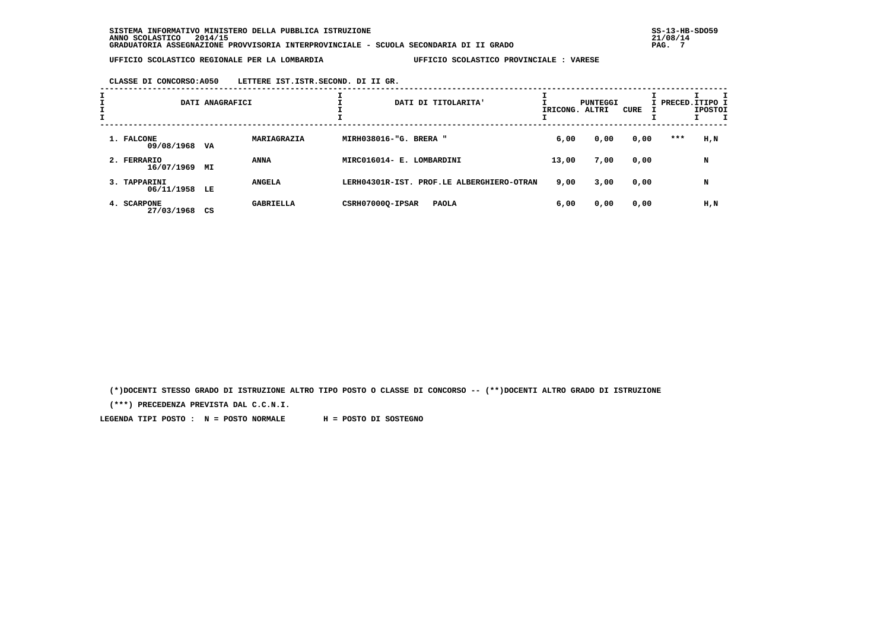SISTEMA INFORMATIVO MINISTERO DELLA PUBBLICA ISTRUZIONE
ANNO SCOLASTICO 2014/15
GRADUATORIA ASSEGNAZIONE PROVVISORIA INTERPROVINCIALE - SCUOLA SECONDARIA DI II GRADO

SS-13-HB-SDO59
21/08/14

UFFICIO SCOLASTICO REGIONALE PER LA LOMBARDIA — UFFICIO SCOLASTICO PROVINCIALE : VARESE

CLASSE DI CONCORSO:A050 LETTERE IST.ISTR.SECOND. DI II GR.

| DATI ANAGRAFICI | | | DATI DI TITOLARITA' | PUNTEGGI RICONG. | PUNTEGGI ALTRI | PUNTEGGI CURE | PRECED. | TIPO POSTO |
|---|---|---|---|---|---|---|---|---|
| 1. FALCONE 09/08/1968 | VA | MARIAGRAZIA | MIRH038016-"G. BRERA " | 6,00 | 0,00 | 0,00 | *** | H,N |
| 2. FERRARIO 16/07/1969 | MI | ANNA | MIRC016014- E. LOMBARDINI | 13,00 | 7,00 | 0,00 | | N |
| 3. TAPPARINI 06/11/1958 | LE | ANGELA | LERH04301R-IST. PROF.LE ALBERGHIERO-OTRAN | 9,00 | 3,00 | 0,00 | | N |
| 4. SCARPONE 27/03/1968 | CS | GABRIELLA | CSRH07000Q-IPSAR PAOLA | 6,00 | 0,00 | 0,00 | | H,N |

(*)DOCENTI STESSO GRADO DI ISTRUZIONE ALTRO TIPO POSTO O CLASSE DI CONCORSO -- (**)DOCENTI ALTRO GRADO DI ISTRUZIONE

(***) PRECEDENZA PREVISTA DAL C.C.N.I.

LEGENDA TIPI POSTO : N = POSTO NORMALE H = POSTO DI SOSTEGNO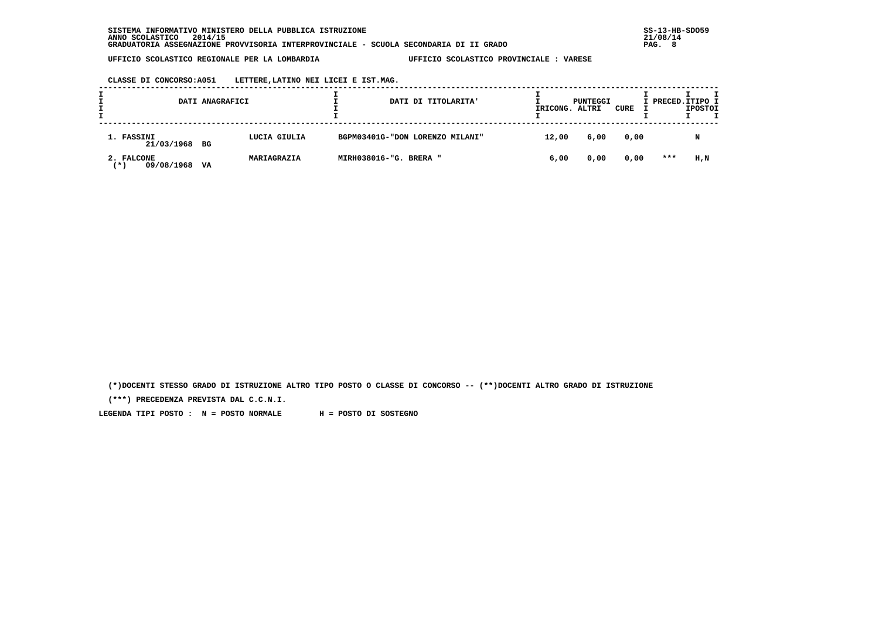SISTEMA INFORMATIVO MINISTERO DELLA PUBBLICA ISTRUZIONE
ANNO SCOLASTICO 2014/15
GRADUATORIA ASSEGNAZIONE PROVVISORIA INTERPROVINCIALE - SCUOLA SECONDARIA DI II GRADO

SS-13-HB-SDO59
21/08/14

UFFICIO SCOLASTICO REGIONALE PER LA LOMBARDIA — UFFICIO SCOLASTICO PROVINCIALE : VARESE

CLASSE DI CONCORSO:A051 LETTERE,LATINO NEI LICEI E IST.MAG.

| DATI ANAGRAFICI | | DATI DI TITOLARITA' | PUNTEGGI RICONG. | PUNTEGGI ALTRI | PUNTEGGI CURE | PRECED. | TIPO POSTO |
|---|---|---|---|---|---|---|---|
| 1. FASSINI 21/03/1968 BG | LUCIA GIULIA | BGPM03401G-"DON LORENZO MILANI" | 12,00 | 6,00 | 0,00 | | N |
| 2. FALCONE (*) 09/08/1968 VA | MARIAGRAZIA | MIRH038016-"G. BRERA " | 6,00 | 0,00 | 0,00 | *** | H,N |

(*)DOCENTI STESSO GRADO DI ISTRUZIONE ALTRO TIPO POSTO O CLASSE DI CONCORSO -- (**)DOCENTI ALTRO GRADO DI ISTRUZIONE

(***) PRECEDENZA PREVISTA DAL C.C.N.I.

LEGENDA TIPI POSTO : N = POSTO NORMALE H = POSTO DI SOSTEGNO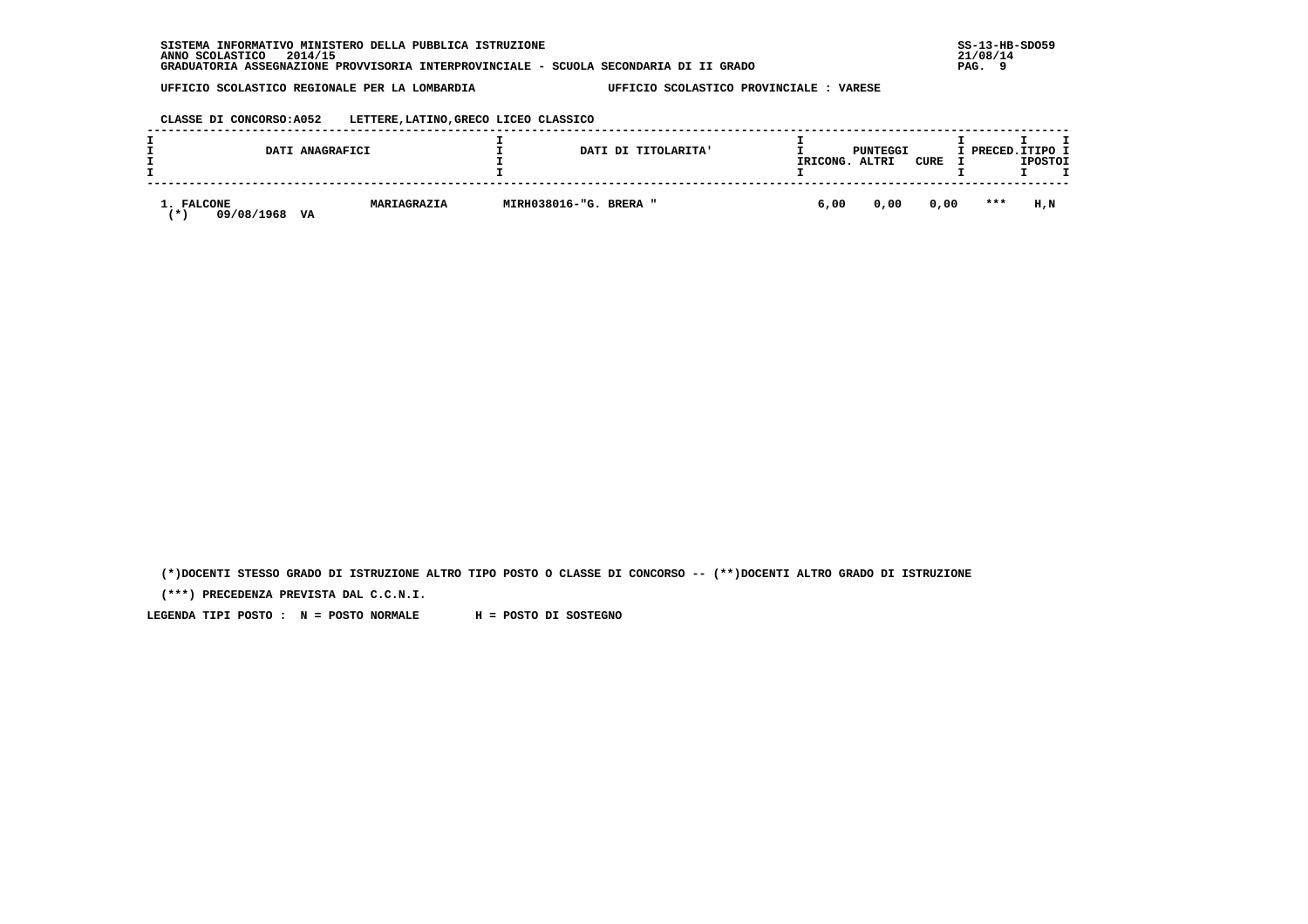SISTEMA INFORMATIVO MINISTERO DELLA PUBBLICA ISTRUZIONE
ANNO SCOLASTICO 2014/15
GRADUATORIA ASSEGNAZIONE PROVVISORIA INTERPROVINCIALE - SCUOLA SECONDARIA DI II GRADO

UFFICIO SCOLASTICO REGIONALE PER LA LOMBARDIA — UFFICIO SCOLASTICO PROVINCIALE : VARESE

CLASSE DI CONCORSO:A052 LETTERE,LATINO,GRECO LICEO CLASSICO

| DATI ANAGRAFICI | | DATI DI TITOLARITA' | PUNTEGGI RICONG. | PUNTEGGI ALTRI | PUNTEGGI CURE | PRECED. | TIPO POSTO |
|---|---|---|---|---|---|---|---|
| 1. FALCONE (*) 09/08/1968 VA | MARIAGRAZIA | MIRH038016-"G. BRERA " | 6,00 | 0,00 | 0,00 | *** | H,N |

(*)DOCENTI STESSO GRADO DI ISTRUZIONE ALTRO TIPO POSTO O CLASSE DI CONCORSO -- (**)DOCENTI ALTRO GRADO DI ISTRUZIONE

(***) PRECEDENZA PREVISTA DAL C.C.N.I.

LEGENDA TIPI POSTO : N = POSTO NORMALE H = POSTO DI SOSTEGNO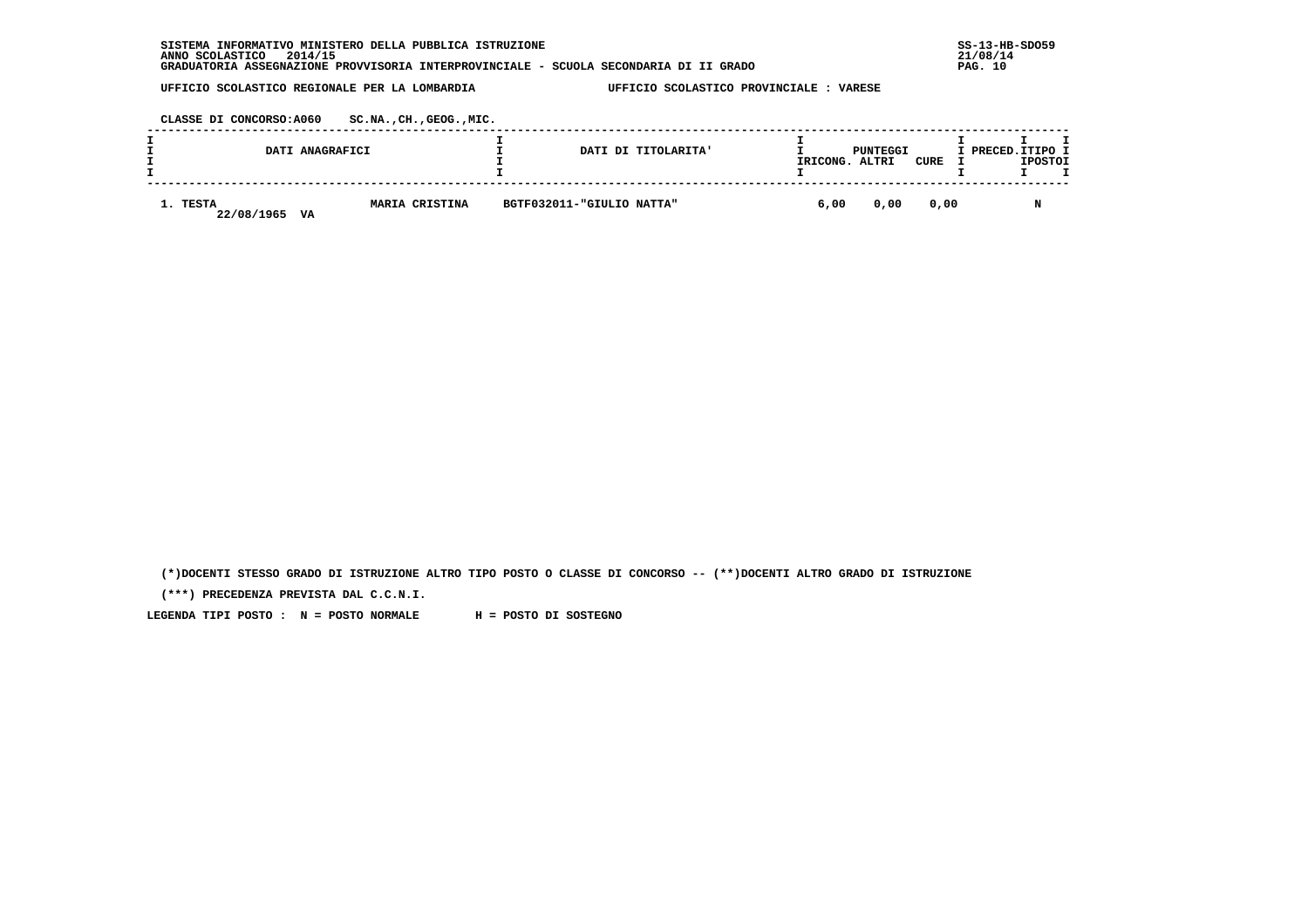SISTEMA INFORMATIVO MINISTERO DELLA PUBBLICA ISTRUZIONE
ANNO SCOLASTICO 2014/15
GRADUATORIA ASSEGNAZIONE PROVVISORIA INTERPROVINCIALE - SCUOLA SECONDARIA DI II GRADO

SS-13-HB-SDO59
21/08/14

UFFICIO SCOLASTICO REGIONALE PER LA LOMBARDIA — UFFICIO SCOLASTICO PROVINCIALE : VARESE

CLASSE DI CONCORSO:A060 SC.NA.,CH.,GEOG.,MIC.

| DATI ANAGRAFICI | | DATI DI TITOLARITA' | PUNTEGGI RICONG. | PUNTEGGI ALTRI | PUNTEGGI CURE | PRECED. | TIPO POSTO |
|---|---|---|---|---|---|---|---|
| 1. TESTA 22/08/1965 VA | MARIA CRISTINA | BGTF032011-"GIULIO NATTA" | 6,00 | 0,00 | 0,00 | | N |

(*)DOCENTI STESSO GRADO DI ISTRUZIONE ALTRO TIPO POSTO O CLASSE DI CONCORSO -- (**)DOCENTI ALTRO GRADO DI ISTRUZIONE

(***) PRECEDENZA PREVISTA DAL C.C.N.I.

LEGENDA TIPI POSTO : N = POSTO NORMALE H = POSTO DI SOSTEGNO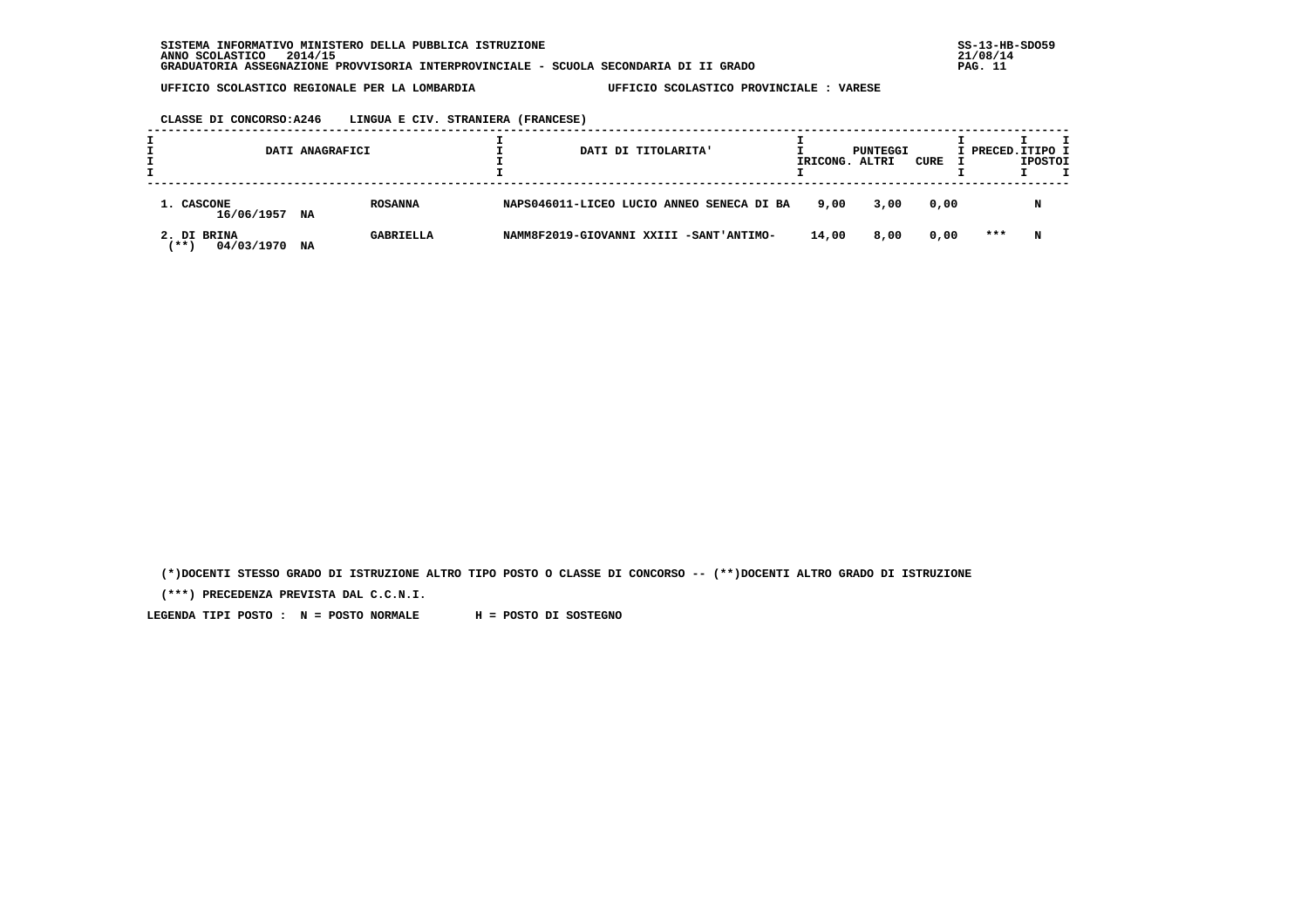SISTEMA INFORMATIVO MINISTERO DELLA PUBBLICA ISTRUZIONE
ANNO SCOLASTICO 2014/15
GRADUATORIA ASSEGNAZIONE PROVVISORIA INTERPROVINCIALE - SCUOLA SECONDARIA DI II GRADO

SS-13-HB-SDO59
21/08/14

UFFICIO SCOLASTICO REGIONALE PER LA LOMBARDIA — UFFICIO SCOLASTICO PROVINCIALE : VARESE

CLASSE DI CONCORSO:A246 LINGUA E CIV. STRANIERA (FRANCESE)

| DATI ANAGRAFICI | | | DATI DI TITOLARITA' | PUNTEGGI RICONG. | ALTRI | CURE | PRECED. | TIPO POSTO |
|---|---|---|---|---|---|---|---|---|
| 1. CASCONE 16/06/1957 | NA | ROSANNA | NAPS046011-LICEO LUCIO ANNEO SENECA DI BA | 9,00 | 3,00 | 0,00 | | N |
| 2. DI BRINA (**) 04/03/1970 | NA | GABRIELLA | NAMM8F2019-GIOVANNI XXIII -SANT'ANTIMO- | 14,00 | 8,00 | 0,00 | *** | N |

(*)DOCENTI STESSO GRADO DI ISTRUZIONE ALTRO TIPO POSTO O CLASSE DI CONCORSO -- (**)DOCENTI ALTRO GRADO DI ISTRUZIONE

(***) PRECEDENZA PREVISTA DAL C.C.N.I.

LEGENDA TIPI POSTO : N = POSTO NORMALE H = POSTO DI SOSTEGNO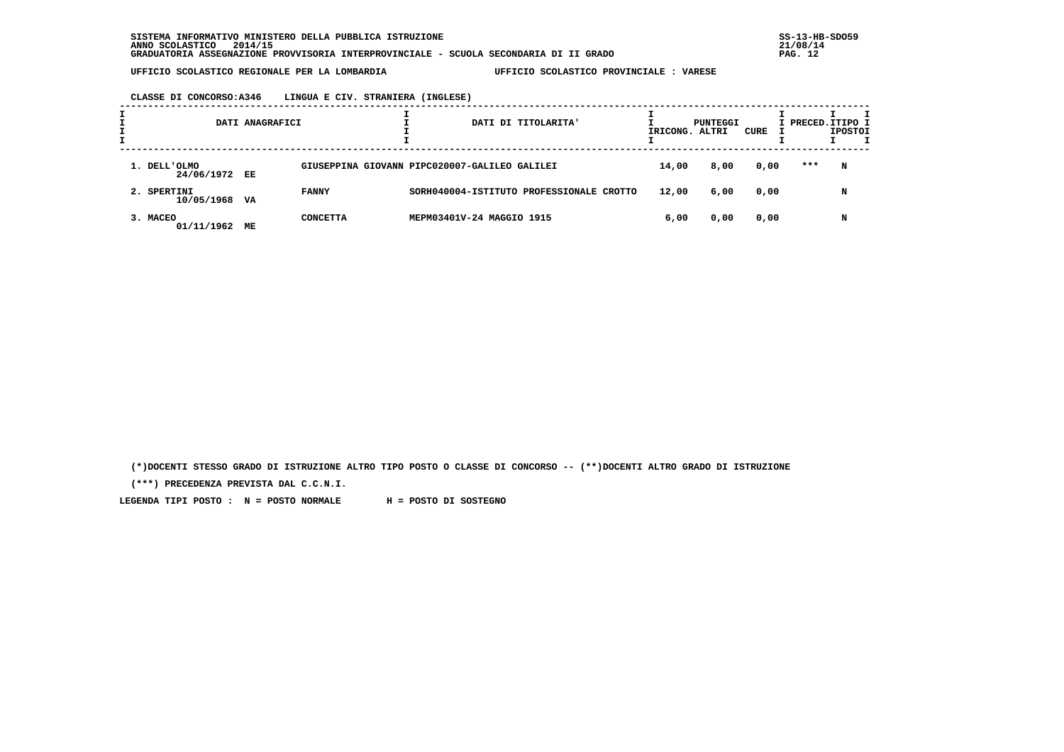SISTEMA INFORMATIVO MINISTERO DELLA PUBBLICA ISTRUZIONE
ANNO SCOLASTICO 2014/15
GRADUATORIA ASSEGNAZIONE PROVVISORIA INTERPROVINCIALE - SCUOLA SECONDARIA DI II GRADO

SS-13-HB-SDO59
21/08/14

UFFICIO SCOLASTICO REGIONALE PER LA LOMBARDIA — UFFICIO SCOLASTICO PROVINCIALE : VARESE

CLASSE DI CONCORSO:A346 LINGUA E CIV. STRANIERA (INGLESE)

| DATI ANAGRAFICI | | | DATI DI TITOLARITA' | PUNTEGGI RICONG. | ALTRI | CURE | PRECED. | TIPO POSTO |
|---|---|---|---|---|---|---|---|---|
| 1. DELL'OLMO 24/06/1972 | EE | GIUSEPPINA GIOVANN | PIPC020007-GALILEO GALILEI | 14,00 | 8,00 | 0,00 | *** | N |
| 2. SPERTINI 10/05/1968 | VA | FANNY | SORH040004-ISTITUTO PROFESSIONALE CROTTO | 12,00 | 6,00 | 0,00 | | N |
| 3. MACEO 01/11/1962 | ME | CONCETTA | MEPM03401V-24 MAGGIO 1915 | 6,00 | 0,00 | 0,00 | | N |

(*)DOCENTI STESSO GRADO DI ISTRUZIONE ALTRO TIPO POSTO O CLASSE DI CONCORSO -- (**)DOCENTI ALTRO GRADO DI ISTRUZIONE

(***) PRECEDENZA PREVISTA DAL C.C.N.I.

LEGENDA TIPI POSTO : N = POSTO NORMALE H = POSTO DI SOSTEGNO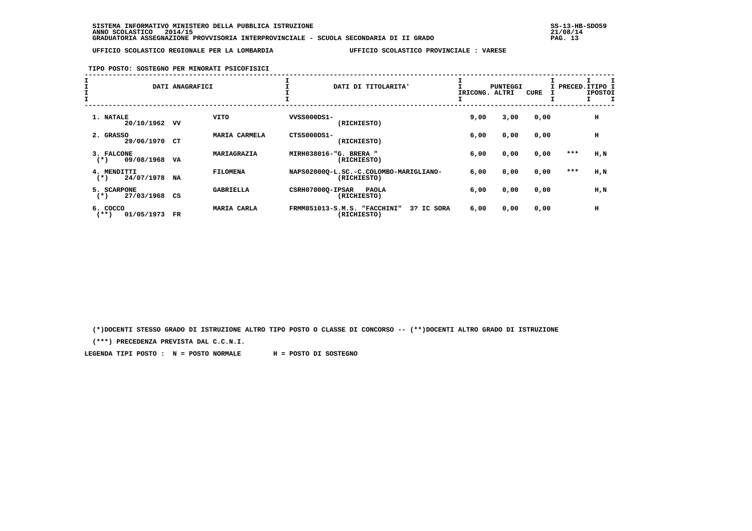SISTEMA INFORMATIVO MINISTERO DELLA PUBBLICA ISTRUZIONE
ANNO SCOLASTICO 2014/15
GRADUATORIA ASSEGNAZIONE PROVVISORIA INTERPROVINCIALE - SCUOLA SECONDARIA DI II GRADO

UFFICIO SCOLASTICO REGIONALE PER LA LOMBARDIA — UFFICIO SCOLASTICO PROVINCIALE : VARESE

**TIPO POSTO: SOSTEGNO PER MINORATI PSICOFISICI**

| DATI ANAGRAFICI | | | DATI DI TITOLARITA' | PUNTEGGI RICONG. | ALTRI | CURE | PRECED. | TIPO POSTO |
|---|---|---|---|---|---|---|---|---|
| 1. NATALE 20/10/1962 | VV | VITO | VVSS000DS1- (RICHIESTO) | 9,00 | 3,00 | 0,00 | | H |
| 2. GRASSO 29/06/1970 | CT | MARIA CARMELA | CTSS000DS1- (RICHIESTO) | 6,00 | 0,00 | 0,00 | | H |
| 3. FALCONE (*) 09/08/1968 | VA | MARIAGRAZIA | MIRH038016-"G. BRERA " (RICHIESTO) | 6,00 | 0,00 | 0,00 | *** | H,N |
| 4. MENDITTI (*) 24/07/1978 | NA | FILOMENA | NAPS02000Q-L.SC.-C.COLOMBO-MARIGLIANO- (RICHIESTO) | 6,00 | 0,00 | 0,00 | *** | H,N |
| 5. SCARPONE (*) 27/03/1968 | CS | GABRIELLA | CSRH07000Q-IPSAR PAOLA (RICHIESTO) | 6,00 | 0,00 | 0,00 | | H,N |
| 6. COCCO (**) 01/05/1973 | FR | MARIA CARLA | FRMM851013-S.M.S. "FACCHINI" 3? IC SORA (RICHIESTO) | 6,00 | 0,00 | 0,00 | | H |

(*)DOCENTI STESSO GRADO DI ISTRUZIONE ALTRO TIPO POSTO O CLASSE DI CONCORSO -- (**)DOCENTI ALTRO GRADO DI ISTRUZIONE

(***) PRECEDENZA PREVISTA DAL C.C.N.I.

LEGENDA TIPI POSTO : N = POSTO NORMALE H = POSTO DI SOSTEGNO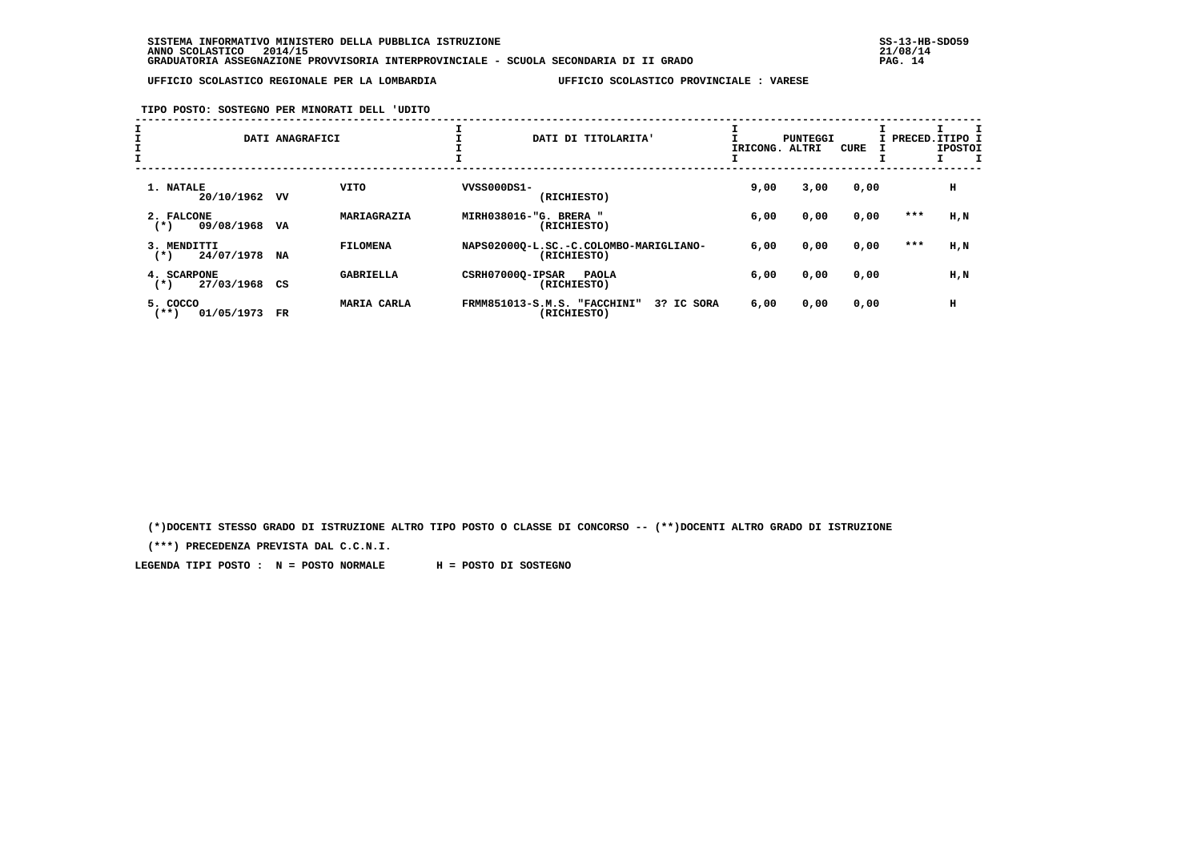SISTEMA INFORMATIVO MINISTERO DELLA PUBBLICA ISTRUZIONE
ANNO SCOLASTICO 2014/15
GRADUATORIA ASSEGNAZIONE PROVVISORIA INTERPROVINCIALE - SCUOLA SECONDARIA DI II GRADO

SS-13-HB-SDO59
21/08/14

UFFICIO SCOLASTICO REGIONALE PER LA LOMBARDIA — UFFICIO SCOLASTICO PROVINCIALE : VARESE

**TIPO POSTO: SOSTEGNO PER MINORATI DELL 'UDITO**

| DATI ANAGRAFICI | | | DATI DI TITOLARITA' | PUNTEGGI RICONG. | PUNTEGGI ALTRI | PUNTEGGI CURE | PRECED. | TIPO POSTO |
|---|---|---|---|---|---|---|---|---|
| 1. NATALE 20/10/1962 | VV | VITO | VVSS000DS1- (RICHIESTO) | 9,00 | 3,00 | 0,00 | | H |
| 2. FALCONE (*) 09/08/1968 | VA | MARIAGRAZIA | MIRH038016-"G. BRERA " (RICHIESTO) | 6,00 | 0,00 | 0,00 | *** | H,N |
| 3. MENDITTI (*) 24/07/1978 | NA | FILOMENA | NAPS02000Q-L.SC.-C.COLOMBO-MARIGLIANO- (RICHIESTO) | 6,00 | 0,00 | 0,00 | *** | H,N |
| 4. SCARPONE (*) 27/03/1968 | CS | GABRIELLA | CSRH07000Q-IPSAR PAOLA (RICHIESTO) | 6,00 | 0,00 | 0,00 | | H,N |
| 5. COCCO (**) 01/05/1973 | FR | MARIA CARLA | FRMM851013-S.M.S. "FACCHINI" 3? IC SORA (RICHIESTO) | 6,00 | 0,00 | 0,00 | | H |

(*)DOCENTI STESSO GRADO DI ISTRUZIONE ALTRO TIPO POSTO O CLASSE DI CONCORSO -- (**)DOCENTI ALTRO GRADO DI ISTRUZIONE

(***) PRECEDENZA PREVISTA DAL C.C.N.I.

LEGENDA TIPI POSTO : N = POSTO NORMALE H = POSTO DI SOSTEGNO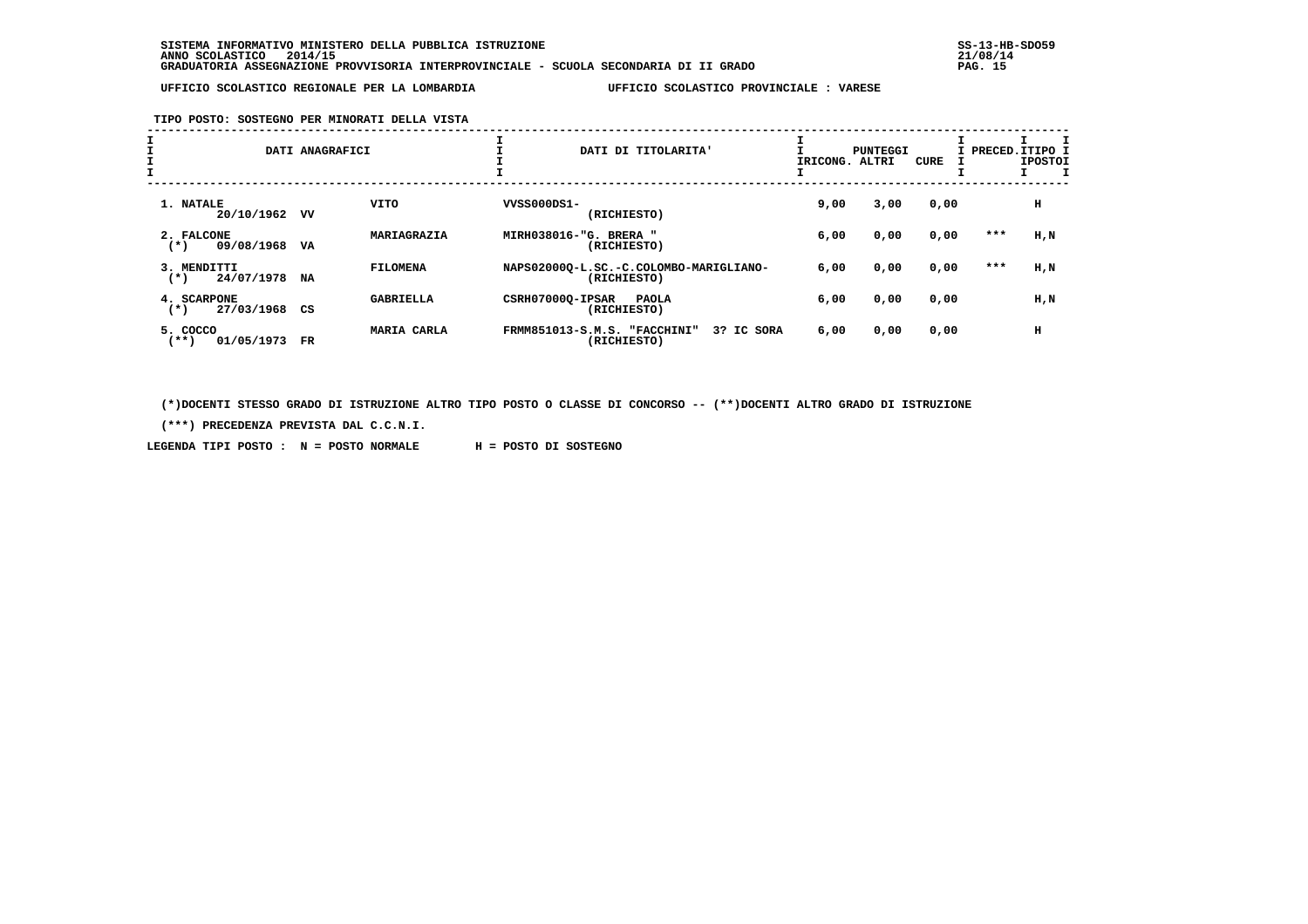SISTEMA INFORMATIVO MINISTERO DELLA PUBBLICA ISTRUZIONE
ANNO SCOLASTICO 2014/15
GRADUATORIA ASSEGNAZIONE PROVVISORIA INTERPROVINCIALE - SCUOLA SECONDARIA DI II GRADO

SS-13-HB-SDO59
21/08/14

UFFICIO SCOLASTICO REGIONALE PER LA LOMBARDIA UFFICIO SCOLASTICO PROVINCIALE : VARESE

TIPO POSTO: SOSTEGNO PER MINORATI DELLA VISTA

| DATI ANAGRAFICI | | | DATI DI TITOLARITA' | PUNTEGGI RICONG. | ALTRI | CURE | PRECED. | TIPO POSTO |
|---|---|---|---|---|---|---|---|---|
| 1. NATALE 20/10/1962 | VV | VITO | VVSS000DS1- (RICHIESTO) | 9,00 | 3,00 | 0,00 | | H |
| 2. FALCONE (*) 09/08/1968 | VA | MARIAGRAZIA | MIRH038016-"G. BRERA " (RICHIESTO) | 6,00 | 0,00 | 0,00 | *** | H,N |
| 3. MENDITTI (*) 24/07/1978 | NA | FILOMENA | NAPS02000Q-L.SC.-C.COLOMBO-MARIGLIANO- (RICHIESTO) | 6,00 | 0,00 | 0,00 | *** | H,N |
| 4. SCARPONE (*) 27/03/1968 | CS | GABRIELLA | CSRH07000Q-IPSAR PAOLA (RICHIESTO) | 6,00 | 0,00 | 0,00 | | H,N |
| 5. COCCO (**) 01/05/1973 | FR | MARIA CARLA | FRMM851013-S.M.S. "FACCHINI" 3? IC SORA (RICHIESTO) | 6,00 | 0,00 | 0,00 | | H |

(*)DOCENTI STESSO GRADO DI ISTRUZIONE ALTRO TIPO POSTO O CLASSE DI CONCORSO -- (**)DOCENTI ALTRO GRADO DI ISTRUZIONE

(***) PRECEDENZA PREVISTA DAL C.C.N.I.

LEGENDA TIPI POSTO : N = POSTO NORMALE H = POSTO DI SOSTEGNO